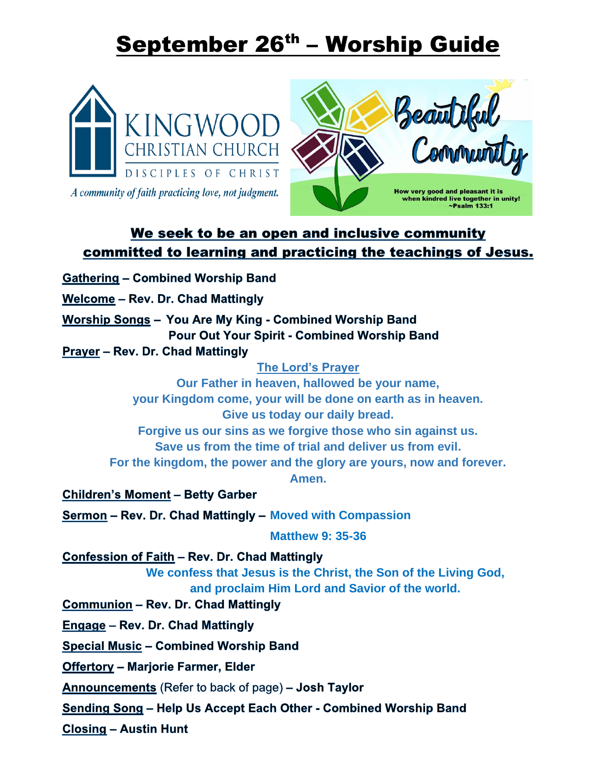# September 26th – Worship Guide

KINGWOOD CHRISTIAN CHURCH
DISCIPLES OF CHRIST
*A community of faith practicing love, not judgment.*

Beautiful Community
How very good and pleasant it is when kindred live together in unity!
~Psalm 133:1

## We seek to be an open and inclusive community committed to learning and practicing the teachings of Jesus.

**Gathering – Combined Worship Band**

**Welcome – Rev. Dr. Chad Mattingly**

**Worship Songs – You Are My King - Combined Worship Band**
**Pour Out Your Spirit - Combined Worship Band**

**Prayer – Rev. Dr. Chad Mattingly**

**The Lord's Prayer**

**Our Father in heaven, hallowed be your name,**
**your Kingdom come, your will be done on earth as in heaven.**
**Give us today our daily bread.**
**Forgive us our sins as we forgive those who sin against us.**
**Save us from the time of trial and deliver us from evil.**
**For the kingdom, the power and the glory are yours, now and forever.**
**Amen.**

**Children's Moment – Betty Garber**

**Sermon – Rev. Dr. Chad Mattingly – Moved with Compassion**
**Matthew 9: 35-36**

**Confession of Faith – Rev. Dr. Chad Mattingly**
**We confess that Jesus is the Christ, the Son of the Living God, and proclaim Him Lord and Savior of the world.**

**Communion – Rev. Dr. Chad Mattingly**

**Engage – Rev. Dr. Chad Mattingly**

**Special Music – Combined Worship Band**

**Offertory – Marjorie Farmer, Elder**

**Announcements** (Refer to back of page) **– Josh Taylor**

**Sending Song – Help Us Accept Each Other - Combined Worship Band**

**Closing – Austin Hunt**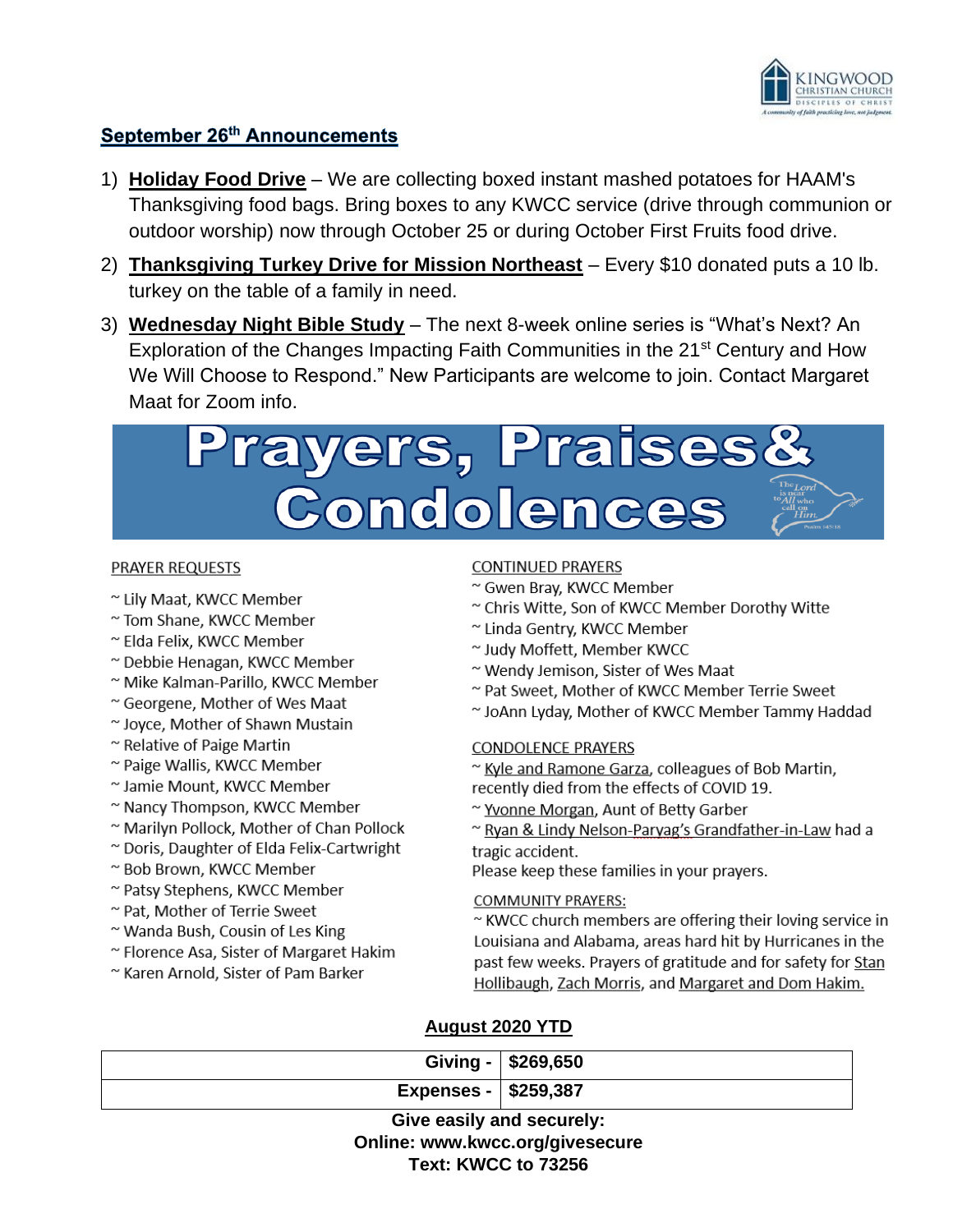## September 26th Announcements

1) **Holiday Food Drive** – We are collecting boxed instant mashed potatoes for HAAM's Thanksgiving food bags. Bring boxes to any KWCC service (drive through communion or outdoor worship) now through October 25 or during October First Fruits food drive.
2) **Thanksgiving Turkey Drive for Mission Northeast** – Every $10 donated puts a 10 lb. turkey on the table of a family in need.
3) **Wednesday Night Bible Study** – The next 8-week online series is "What's Next? An Exploration of the Changes Impacting Faith Communities in the 21st Century and How We Will Choose to Respond." New Participants are welcome to join. Contact Margaret Maat for Zoom info.

# Prayers, Praises & Condolences

PRAYER REQUESTS

~ Lily Maat, KWCC Member
~ Tom Shane, KWCC Member
~ Elda Felix, KWCC Member
~ Debbie Henagan, KWCC Member
~ Mike Kalman-Parillo, KWCC Member
~ Georgene, Mother of Wes Maat
~ Joyce, Mother of Shawn Mustain
~ Relative of Paige Martin
~ Paige Wallis, KWCC Member
~ Jamie Mount, KWCC Member
~ Nancy Thompson, KWCC Member
~ Marilyn Pollock, Mother of Chan Pollock
~ Doris, Daughter of Elda Felix-Cartwright
~ Bob Brown, KWCC Member
~ Patsy Stephens, KWCC Member
~ Pat, Mother of Terrie Sweet
~ Wanda Bush, Cousin of Les King
~ Florence Asa, Sister of Margaret Hakim
~ Karen Arnold, Sister of Pam Barker

CONTINUED PRAYERS

~ Gwen Bray, KWCC Member
~ Chris Witte, Son of KWCC Member Dorothy Witte
~ Linda Gentry, KWCC Member
~ Judy Moffett, Member KWCC
~ Wendy Jemison, Sister of Wes Maat
~ Pat Sweet, Mother of KWCC Member Terrie Sweet
~ JoAnn Lyday, Mother of KWCC Member Tammy Haddad

CONDOLENCE PRAYERS

~ Kyle and Ramone Garza, colleagues of Bob Martin, recently died from the effects of COVID 19.
~ Yvonne Morgan, Aunt of Betty Garber
~ Ryan & Lindy Nelson-Paryag's Grandfather-in-Law had a tragic accident.
Please keep these families in your prayers.

COMMUNITY PRAYERS:

~ KWCC church members are offering their loving service in Louisiana and Alabama, areas hard hit by Hurricanes in the past few weeks. Prayers of gratitude and for safety for Stan Hollibaugh, Zach Morris, and Margaret and Dom Hakim.

**August 2020 YTD**

| | |
|---|---|
| **Giving -** | **$269,650** |
| **Expenses -** | **$259,387** |

**Give easily and securely:**
**Online: www.kwcc.org/givesecure**
**Text: KWCC to 73256**